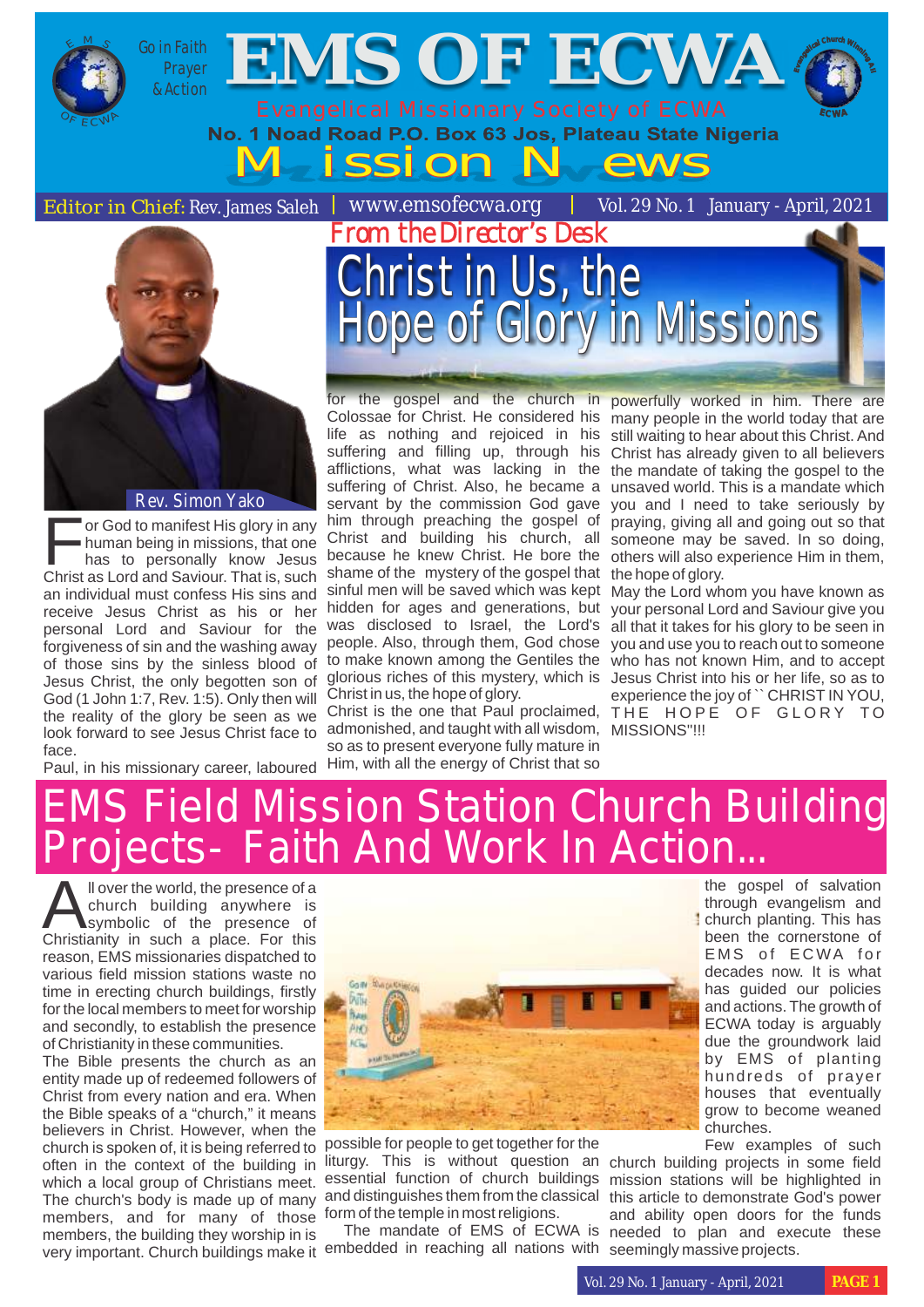# EMS OF ECWA

Go in Faith Prayer & Action

Evangelical Missionary Society of ECWA

**No. 1 Noad Road P.O. Box 63 Jos, Plateau State Nigeria**

## Mission News

Editor in Chief: Rev. James Saleh | www.emsofecwa.org | Vol. 29 No. 1 January - April, 2021

### From the Director's Desk

## Christ in Us, the Hope of Glory in Missions

Rev. Simon Yako

For God to manifest His glory in any human being in missions, that one has to personally know Jesus Christ as Lord and Saviour. That is, such an individual must confess His sins and receive Jesus Christ as his or her personal Lord and Saviour for the forgiveness of sin and the washing away of those sins by the sinless blood of Jesus Christ, the only begotten son of God (1 John 1:7, Rev. 1:5). Only then will the reality of the glory be seen as we look forward to see Jesus Christ face to face.

Paul, in his missionary career, laboured for the gospel and the church in Colossae for Christ. He considered his life as nothing and rejoiced in his suffering and filling up, through his afflictions, what was lacking in the suffering of Christ. Also, he became a servant by the commission God gave him through preaching the gospel of Christ and building his church, all because he knew Christ. He bore the shame of the mystery of the gospel that sinful men will be saved which was kept hidden for ages and generations, but was disclosed to Israel, the Lord's people. Also, through them, God chose to make known among the Gentiles the glorious riches of this mystery, which is Christ in us, the hope of glory.

Christ is the one that Paul proclaimed, admonished, and taught with all wisdom, so as to present everyone fully mature in Him, with all the energy of Christ that so powerfully worked in him. There are many people in the world today that are still waiting to hear about this Christ. And Christ has already given to all believers the mandate of taking the gospel to the unsaved world. This is a mandate which you and I need to take seriously by praying, giving all and going out so that someone may be saved. In so doing, others will also experience Him in them, the hope of glory.

May the Lord whom you have known as your personal Lord and Saviour give you all that it takes for his glory to be seen in you and use you to reach out to someone who has not known Him, and to accept Jesus Christ into his or her life, so as to experience the joy of `` CHRIST IN YOU, THE HOPE OF GLORY TO MISSIONS"!!!

## EMS Field Mission Station Church Building Projects- Faith And Work In Action...

All over the world, the presence of a church building anywhere is symbolic of the presence of Christianity in such a place. For this reason, EMS missionaries dispatched to various field mission stations waste no time in erecting church buildings, firstly for the local members to meet for worship and secondly, to establish the presence of Christianity in these communities.

The Bible presents the church as an entity made up of redeemed followers of Christ from every nation and era. When the Bible speaks of a "church," it means believers in Christ. However, when the church is spoken of, it is being referred to often in the context of the building in which a local group of Christians meet. The church's body is made up of many members, and for many of those members, the building they worship in is very important. Church buildings make it possible for people to get together for the liturgy. This is without question an essential function of church buildings and distinguishes them from the classical form of the temple in most religions.

The mandate of EMS of ECWA is embedded in reaching all nations with the gospel of salvation through evangelism and church planting. This has been the cornerstone of EMS of ECWA for decades now. It is what has guided our policies and actions. The growth of ECWA today is arguably due the groundwork laid by EMS of planting hundreds of prayer houses that eventually grow to become weaned churches.

Few examples of such church building projects in some field mission stations will be highlighted in this article to demonstrate God's power and ability open doors for the funds needed to plan and execute these seemingly massive projects.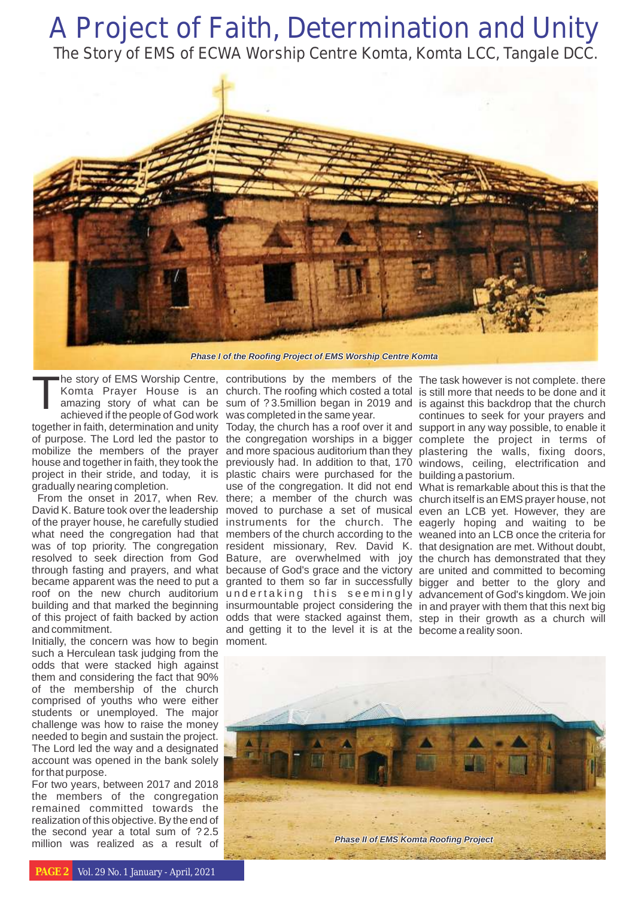# A Project of Faith, Determination and Unity

## The Story of EMS of ECWA Worship Centre Komta, Komta LCC, Tangale DCC.

*Phase I of the Roofing Project of EMS Worship Centre Komta*

The story of EMS Worship Centre, Komta Prayer House is an amazing story of what can be achieved if the people of God work together in faith, determination and unity of purpose. The Lord led the pastor to mobilize the members of the prayer house and together in faith, they took the project in their stride, and today, it is gradually nearing completion.

From the onset in 2017, when Rev. David K. Bature took over the leadership of the prayer house, he carefully studied what need the congregation had that was of top priority. The congregation resolved to seek direction from God through fasting and prayers, and what became apparent was the need to put a roof on the new church auditorium building and that marked the beginning of this project of faith backed by action and commitment.

Initially, the concern was how to begin such a Herculean task judging from the odds that were stacked high against them and considering the fact that 90% of the membership of the church comprised of youths who were either students or unemployed. The major challenge was how to raise the money needed to begin and sustain the project. The Lord led the way and a designated account was opened in the bank solely for that purpose.

For two years, between 2017 and 2018 the members of the congregation remained committed towards the realization of this objective. By the end of the second year a total sum of ?2.5 million was realized as a result of contributions by the members of the church. The roofing which costed a total sum of ?3.5million began in 2019 and was completed in the same year.

Today, the church has a roof over it and the congregation worships in a bigger and more spacious auditorium than they previously had. In addition to that, 170 plastic chairs were purchased for the use of the congregation. It did not end there; a member of the church was moved to purchase a set of musical instruments for the church. The members of the church according to the resident missionary, Rev. David K. Bature, are overwhelmed with joy because of God's grace and the victory granted to them so far in successfully undertaking this seemingly insurmountable project considering the odds that were stacked against them, and getting it to the level it is at the moment.

The task however is not complete. there is still more that needs to be done and it is against this backdrop that the church continues to seek for your prayers and support in any way possible, to enable it complete the project in terms of plastering the walls, fixing doors, windows, ceiling, electrification and building a pastorium.

What is remarkable about this is that the church itself is an EMS prayer house, not even an LCB yet. However, they are eagerly hoping and waiting to be weaned into an LCB once the criteria for that designation are met. Without doubt, the church has demonstrated that they are united and committed to becoming bigger and better to the glory and advancement of God's kingdom. We join in and prayer with them that this next big step in their growth as a church will become a reality soon.

*Phase II of EMS Komta Roofing Project*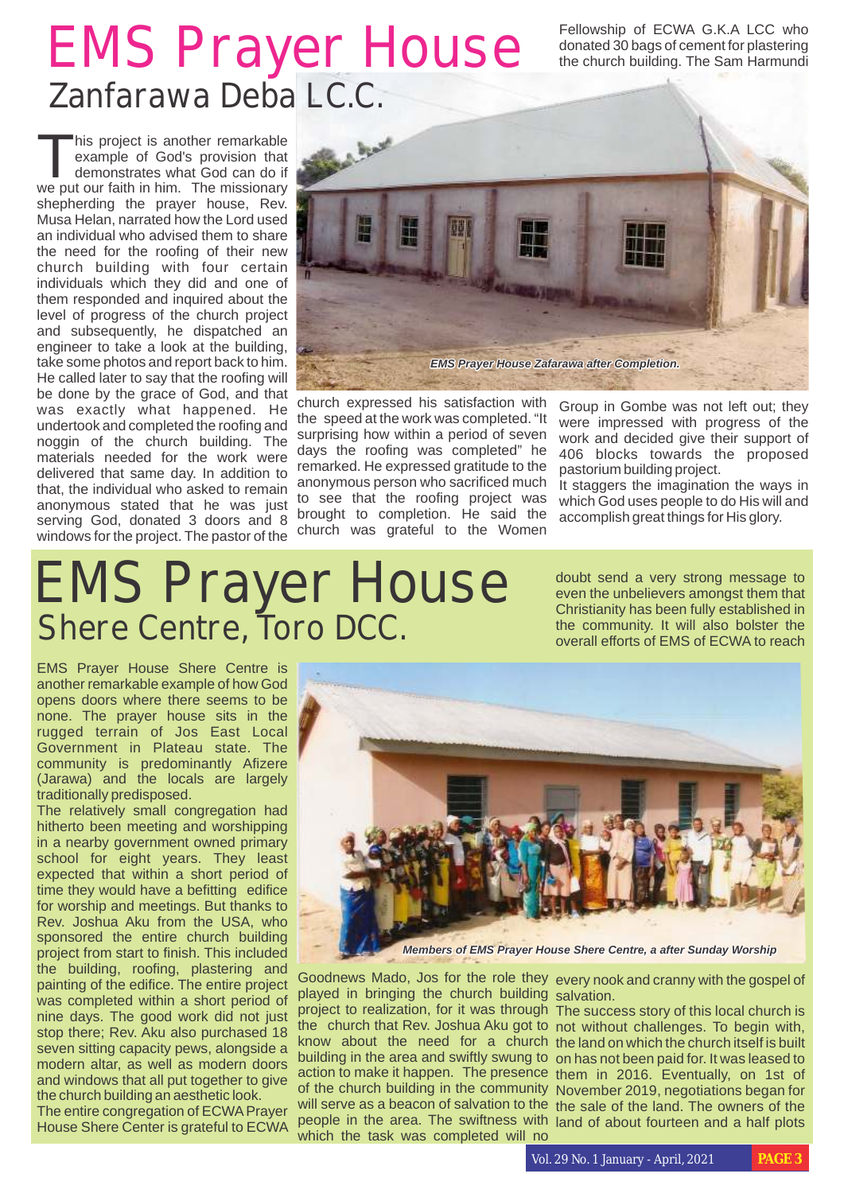# EMS Prayer House

## Zanfarawa Deba LC.C.

This project is another remarkable example of God's provision that demonstrates what God can do if we put our faith in him. The missionary shepherding the prayer house, Rev. Musa Helan, narrated how the Lord used an individual who advised them to share the need for the roofing of their new church building with four certain individuals which they did and one of them responded and inquired about the level of progress of the church project and subsequently, he dispatched an engineer to take a look at the building, take some photos and report back to him. He called later to say that the roofing will be done by the grace of God, and that was exactly what happened. He undertook and completed the roofing and noggin of the church building. The materials needed for the work were delivered that same day. In addition to that, the individual who asked to remain anonymous stated that he was just serving God, donated 3 doors and 8 windows for the project. The pastor of the church expressed his satisfaction with the speed at the work was completed. "It surprising how within a period of seven days the roofing was completed" he remarked. He expressed gratitude to the anonymous person who sacrificed much to see that the roofing project was brought to completion. He said the church was grateful to the Women Fellowship of ECWA G.K.A LCC who donated 30 bags of cement for plastering the church building. The Sam Harmundi Group in Gombe was not left out; they were impressed with progress of the work and decided give their support of 406 blocks towards the proposed pastorium building project.

It staggers the imagination the ways in which God uses people to do His will and accomplish great things for His glory.

*EMS Prayer House Zafarawa after Completion.*

# EMS Prayer House

## Shere Centre, Toro DCC.

EMS Prayer House Shere Centre is another remarkable example of how God opens doors where there seems to be none. The prayer house sits in the rugged terrain of Jos East Local Government in Plateau state. The community is predominantly Afizere (Jarawa) and the locals are largely traditionally predisposed.

The relatively small congregation had hitherto been meeting and worshipping in a nearby government owned primary school for eight years. They least expected that within a short period of time they would have a befitting edifice for worship and meetings. But thanks to Rev. Joshua Aku from the USA, who sponsored the entire church building project from start to finish. This included the building, roofing, plastering and painting of the edifice. The entire project was completed within a short period of nine days. The good work did not just stop there; Rev. Aku also purchased 18 seven sitting capacity pews, alongside a modern altar, as well as modern doors and windows that all put together to give the church building an aesthetic look.

The entire congregation of ECWA Prayer House Shere Center is grateful to ECWA Goodnews Mado, Jos for the role they played in bringing the church building project to realization, for it was through the church that Rev. Joshua Aku got to know about the need for a church building in the area and swiftly swung to action to make it happen. The presence of the church building in the community will serve as a beacon of salvation to the people in the area. The swiftness with which the task was completed will no doubt send a very strong message to even the unbelievers amongst them that Christianity has been fully established in the community. It will also bolster the overall efforts of EMS of ECWA to reach every nook and cranny with the gospel of salvation.

*Members of EMS Prayer House Shere Centre, a after Sunday Worship*

The success story of this local church is not without challenges. To begin with, the land on which the church itself is built on has not been paid for. It was leased to them in 2016. Eventually, on 1st of November 2019, negotiations began for the sale of the land. The owners of the land of about fourteen and a half plots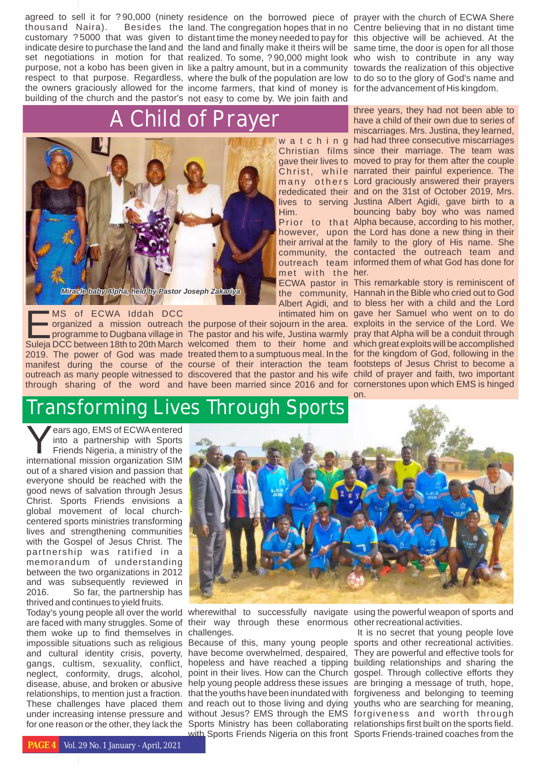agreed to sell it for ?90,000 (ninety thousand Naira). Besides the customary ?5000 that was given to indicate desire to purchase the land and set negotiations in motion for that purpose, not a kobo has been given in respect to that purpose. Regardless, the owners graciously allowed for the building of the church and the pastor's residence on the borrowed piece of land. The congregation hopes that in no distant time the money needed to pay for the land and finally make it theirs will be realized. To some, ?90,000 might look like a paltry amount, but in a community where the bulk of the population are low income farmers, that kind of money is not easy to come by. We join faith and prayer with the church of ECWA Shere Centre believing that in no distant time this objective will be achieved. At the same time, the door is open for all those who wish to contribute in any way towards the realization of this objective to do so to the glory of God's name and for the advancement of His kingdom.

# A Child of Prayer

*Miracle baby Alpha, held by Pastor Joseph Zakariya*

EMS of ECWA Iddah DCC organized a mission outreach programme to Dugbana village in Suleja DCC between 18th to 20th March 2019. The power of God was made manifest during the course of the outreach as many people witnessed to through sharing of the word and watching Christian films gave their lives to Christ, while many others rededicated their lives to serving Him.

Prior to that however, upon their arrival at the community, the outreach team met with the ECWA pastor in the community, Albert Agidi, and intimated him on the purpose of their sojourn in the area. The pastor and his wife, Justina warmly welcomed them to their home and treated them to a sumptuous meal. In the course of their interaction the team discovered that the pastor and his wife have been married since 2016 and for three years, they had not been able to have a child of their own due to series of miscarriages. Mrs. Justina, they learned, had had three consecutive miscarriages since their marriage. The team was moved to pray for them after the couple narrated their painful experience. The Lord graciously answered their prayers and on the 31st of October 2019, Mrs. Justina Albert Agidi, gave birth to a bouncing baby boy who was named Alpha because, according to his mother, the Lord has done a new thing in their family to the glory of His name. She contacted the outreach team and informed them of what God has done for her.

This remarkable story is reminiscent of Hannah in the Bible who cried out to God to bless her with a child and the Lord gave her Samuel who went on to do exploits in the service of the Lord. We pray that Alpha will be a conduit through which great exploits will be accomplished for the kingdom of God, following in the footsteps of Jesus Christ to become a child of prayer and faith, two important cornerstones upon which EMS is hinged on.

# Transforming Lives Through Sports

Years ago, EMS of ECWA entered into a partnership with Sports Friends Nigeria, a ministry of the international mission organization SIM out of a shared vision and passion that everyone should be reached with the good news of salvation through Jesus Christ. Sports Friends envisions a global movement of local church-centered sports ministries transforming lives and strengthening communities with the Gospel of Jesus Christ. The partnership was ratified in a memorandum of understanding between the two organizations in 2012 and was subsequently reviewed in 2016. So far, the partnership has thrived and continues to yield fruits.

Today's young people all over the world are faced with many struggles. Some of them woke up to find themselves in impossible situations such as religious and cultural identity crisis, poverty, gangs, cultism, sexuality, conflict, neglect, conformity, drugs, alcohol, disease, abuse, and broken or abusive relationships, to mention just a fraction. These challenges have placed them under increasing intense pressure and for one reason or the other, they lack the wherewithal to successfully navigate their way through these enormous challenges.

Because of this, many young people have become overwhelmed, despaired, hopeless and have reached a tipping point in their lives. How can the Church help young people address these issues that the youths have been inundated with and reach out to those living and dying without Jesus? EMS through the EMS Sports Ministry has been collaborating with Sports Friends Nigeria on this front using the powerful weapon of sports and other recreational activities.

It is no secret that young people love sports and other recreational activities. They are powerful and effective tools for building relationships and sharing the gospel. Through collective efforts they are bringing a message of truth, hope, forgiveness and belonging to teeming youths who are searching for meaning, forgiveness and worth through relationships first built on the sports field. Sports Friends-trained coaches from the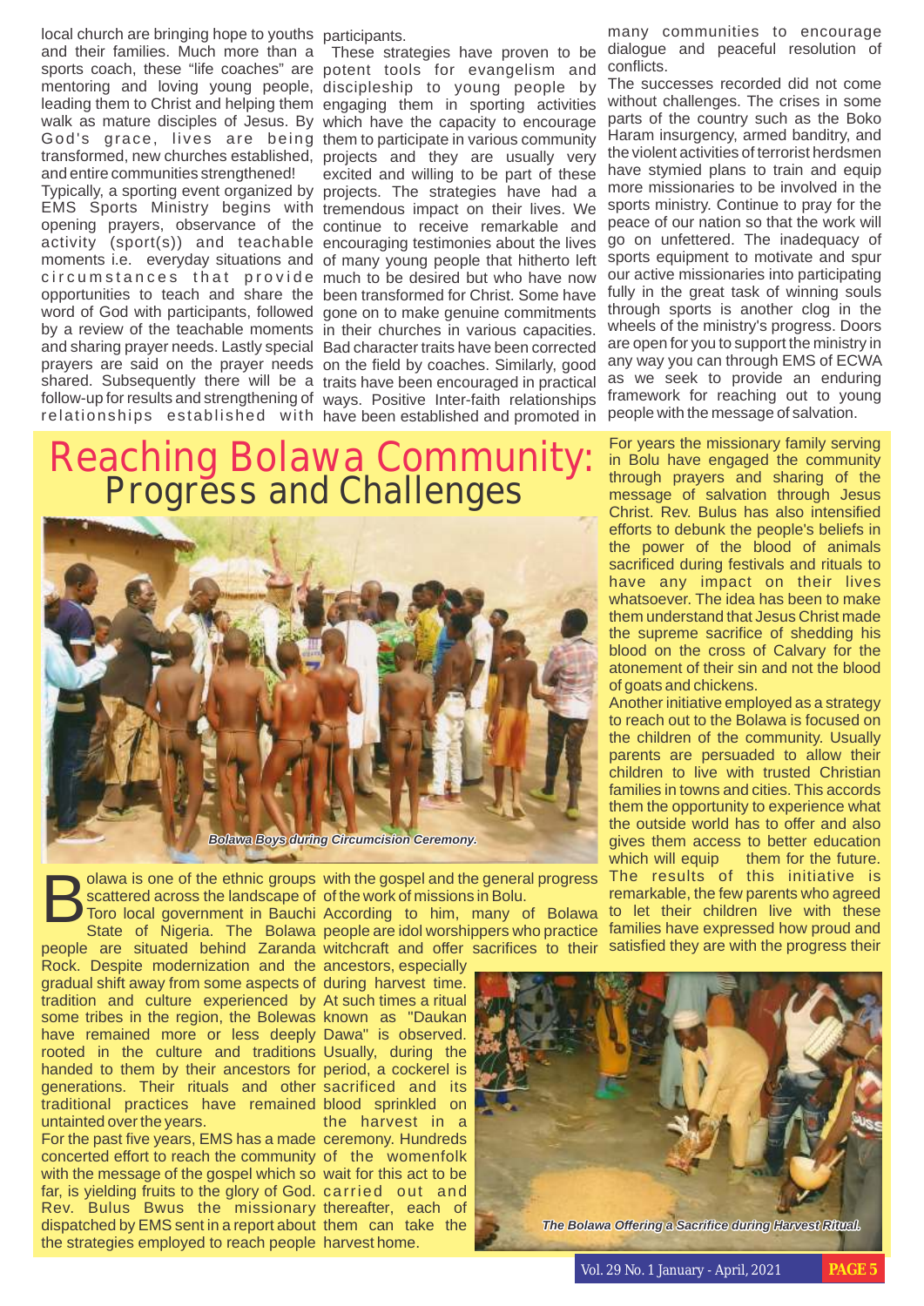local church are bringing hope to youths and their families. Much more than a sports coach, these "life coaches" are mentoring and loving young people, leading them to Christ and helping them walk as mature disciples of Jesus. By God's grace, lives are being transformed, new churches established, and entire communities strengthened!

Typically, a sporting event organized by EMS Sports Ministry begins with opening prayers, observance of the activity (sport(s)) and teachable moments i.e. everyday situations and circumstances that provide opportunities to teach and share the word of God with participants, followed by a review of the teachable moments and sharing prayer needs. Lastly special prayers are said on the prayer needs shared. Subsequently there will be a follow-up for results and strengthening of relationships established with participants.

These strategies have proven to be potent tools for evangelism and discipleship to young people by engaging them in sporting activities which have the capacity to encourage them to participate in various community projects and they are usually very excited and willing to be part of these projects. The strategies have had a tremendous impact on their lives. We continue to receive remarkable and encouraging testimonies about the lives of many young people that hitherto left much to be desired but who have now been transformed for Christ. Some have gone on to make genuine commitments in their churches in various capacities. Bad character traits have been corrected on the field by coaches. Similarly, good traits have been encouraged in practical ways. Positive Inter-faith relationships have been established and promoted in many communities to encourage dialogue and peaceful resolution of conflicts.

The successes recorded did not come without challenges. The crises in some parts of the country such as the Boko Haram insurgency, armed banditry, and the violent activities of terrorist herdsmen have stymied plans to train and equip more missionaries to be involved in the sports ministry. Continue to pray for the peace of our nation so that the work will go on unfettered. The inadequacy of sports equipment to motivate and spur our active missionaries into participating fully in the great task of winning souls through sports is another clog in the wheels of the ministry's progress. Doors are open for you to support the ministry in any way you can through EMS of ECWA as we seek to provide an enduring framework for reaching out to young people with the message of salvation.

# Reaching Bolawa Community: Progress and Challenges

*Bolawa Boys during Circumcision Ceremony.*

Bolawa is one of the ethnic groups scattered across the landscape of Toro local government in Bauchi State of Nigeria. The Bolawa people are situated behind Zaranda Rock. Despite modernization and the gradual shift away from some aspects of tradition and culture experienced by some tribes in the region, the Bolewas have remained more or less deeply rooted in the culture and traditions handed to them by their ancestors for generations. Their rituals and other traditional practices have remained untainted over the years.

For the past five years, EMS has a made concerted effort to reach the community with the message of the gospel which so far, is yielding fruits to the glory of God. Rev. Bulus Bwus the missionary dispatched by EMS sent in a report about the strategies employed to reach people with the gospel and the general progress of the work of missions in Bolu.

According to him, many of Bolawa people are idol worshippers who practice witchcraft and offer sacrifices to their ancestors, especially during harvest time. At such times a ritual known as "Daukan Dawa" is observed. Usually, during the period, a cockerel is sacrificed and its blood sprinkled on the harvest in a ceremony. Hundreds of the womenfolk wait for this act to be carried out and thereafter, each of them can take the harvest home.

*The Bolawa Offering a Sacrifice during Harvest Ritual.*

For years the missionary family serving in Bolu have engaged the community through prayers and sharing of the message of salvation through Jesus Christ. Rev. Bulus has also intensified efforts to debunk the people's beliefs in the power of the blood of animals sacrificed during festivals and rituals to have any impact on their lives whatsoever. The idea has been to make them understand that Jesus Christ made the supreme sacrifice of shedding his blood on the cross of Calvary for the atonement of their sin and not the blood of goats and chickens.

Another initiative employed as a strategy to reach out to the Bolawa is focused on the children of the community. Usually parents are persuaded to allow their children to live with trusted Christian families in towns and cities. This accords them the opportunity to experience what the outside world has to offer and also gives them access to better education which will equip them for the future. The results of this initiative is remarkable, the few parents who agreed to let their children live with these families have expressed how proud and satisfied they are with the progress their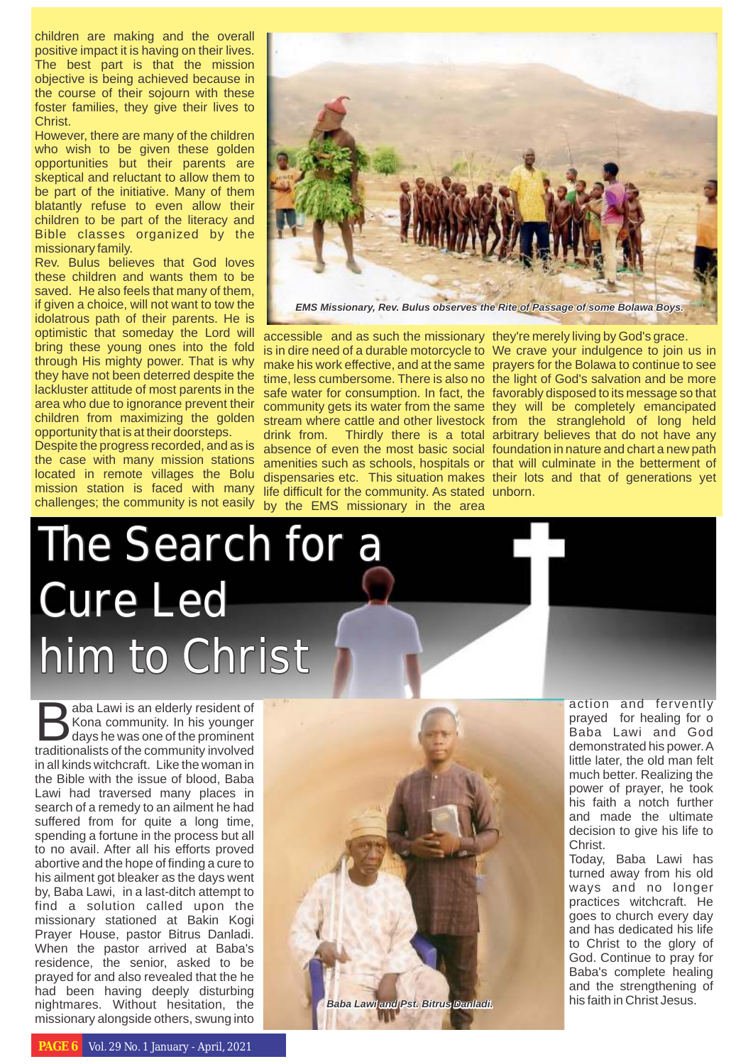children are making and the overall positive impact it is having on their lives. The best part is that the mission objective is being achieved because in the course of their sojourn with these foster families, they give their lives to Christ.

However, there are many of the children who wish to be given these golden opportunities but their parents are skeptical and reluctant to allow them to be part of the initiative. Many of them blatantly refuse to even allow their children to be part of the literacy and Bible classes organized by the missionary family.

Rev. Bulus believes that God loves these children and wants them to be saved. He also feels that many of them, if given a choice, will not want to tow the idolatrous path of their parents. He is optimistic that someday the Lord will bring these young ones into the fold through His mighty power. That is why they have not been deterred despite the lackluster attitude of most parents in the area who due to ignorance prevent their children from maximizing the golden opportunity that is at their doorsteps.

Despite the progress recorded, and as is the case with many mission stations located in remote villages the Bolu mission station is faced with many challenges; the community is not easily accessible and as such the missionary is in dire need of a durable motorcycle to make his work effective, and at the same time, less cumbersome. There is also no safe water for consumption. In fact, the community gets its water from the same stream where cattle and other livestock drink from. Thirdly there is a total absence of even the most basic social amenities such as schools, hospitals or dispensaries etc. This situation makes life difficult for the community. As stated by the EMS missionary in the area they're merely living by God's grace.

*EMS Missionary, Rev. Bulus observes the Rite of Passage of some Bolawa Boys.*

We crave your indulgence to join us in prayers for the Bolawa to continue to see the light of God's salvation and be more favorably disposed to its message so that they will be completely emancipated from the stranglehold of long held arbitrary believes that do not have any foundation in nature and chart a new path that will culminate in the betterment of their lots and that of generations yet unborn.

# The Search for a Cure Led him to Christ

Baba Lawi is an elderly resident of Kona community. In his younger days he was one of the prominent traditionalists of the community involved in all kinds witchcraft. Like the woman in the Bible with the issue of blood, Baba Lawi had traversed many places in search of a remedy to an ailment he had suffered from for quite a long time, spending a fortune in the process but all to no avail. After all his efforts proved abortive and the hope of finding a cure to his ailment got bleaker as the days went by, Baba Lawi, in a last-ditch attempt to find a solution called upon the missionary stationed at Bakin Kogi Prayer House, pastor Bitrus Danladi. When the pastor arrived at Baba's residence, the senior, asked to be prayed for and also revealed that the he had been having deeply disturbing nightmares. Without hesitation, the missionary alongside others, swung into action and fervently prayed for healing for o Baba Lawi and God demonstrated his power. A little later, the old man felt much better. Realizing the power of prayer, he took his faith a notch further and made the ultimate decision to give his life to Christ.

*Baba Lawi and Pst. Bitrus Danladi.*

Today, Baba Lawi has turned away from his old ways and no longer practices witchcraft. He goes to church every day and has dedicated his life to Christ to the glory of God. Continue to pray for Baba's complete healing and the strengthening of his faith in Christ Jesus.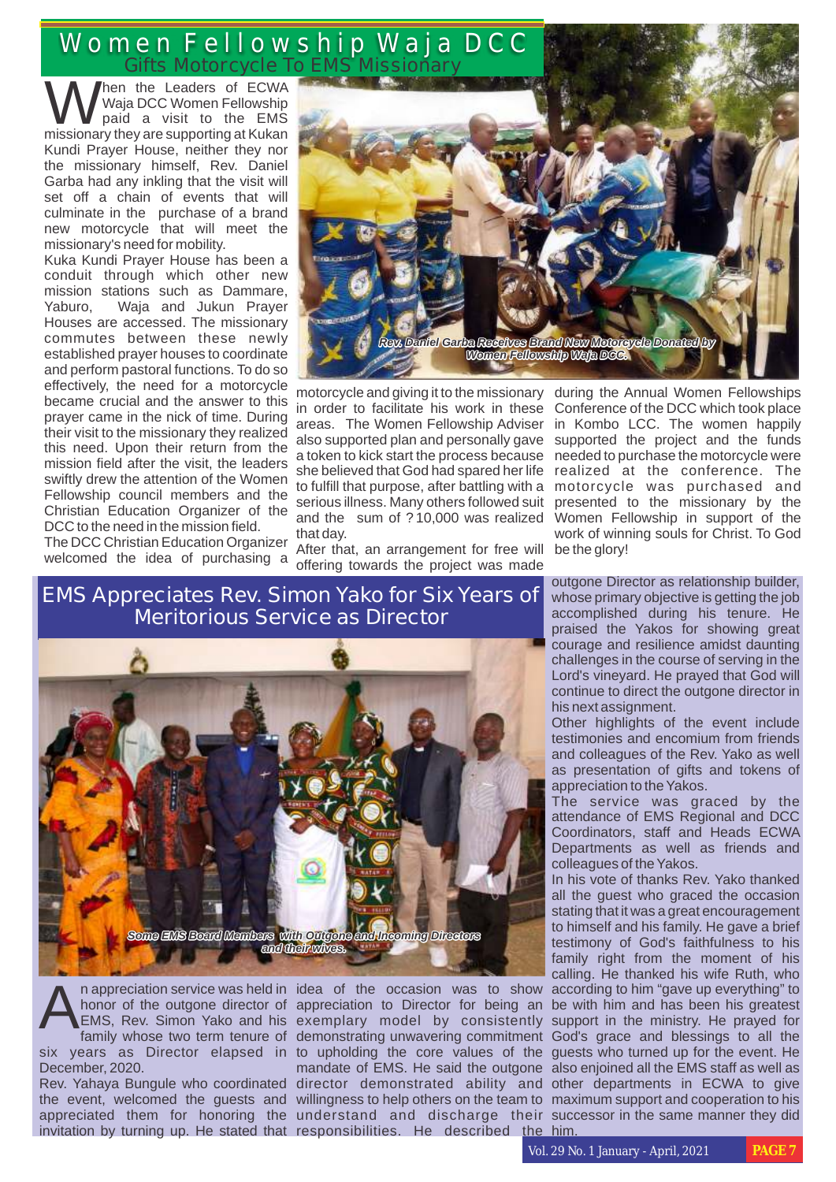# Women Fellowship Waja DCC

## Gifts Motorcycle To EMS Missionary

When the Leaders of ECWA Waja DCC Women Fellowship paid a visit to the EMS missionary they are supporting at Kukan Kundi Prayer House, neither they nor the missionary himself, Rev. Daniel Garba had any inkling that the visit will set off a chain of events that will culminate in the purchase of a brand new motorcycle that will meet the missionary's need for mobility.

Kuka Kundi Prayer House has been a conduit through which other new mission stations such as Dammare, Yaburo, Waja and Jukun Prayer Houses are accessed. The missionary commutes between these newly established prayer houses to coordinate and perform pastoral functions. To do so effectively, the need for a motorcycle became crucial and the answer to this prayer came in the nick of time. During their visit to the missionary they realized this need. Upon their return from the mission field after the visit, the leaders swiftly drew the attention of the Women Fellowship council members and the Christian Education Organizer of the DCC to the need in the mission field.

The DCC Christian Education Organizer welcomed the idea of purchasing a motorcycle and giving it to the missionary in order to facilitate his work in these areas. The Women Fellowship Adviser also supported plan and personally gave a token to kick start the process because she believed that God had spared her life to fulfill that purpose, after battling with a serious illness. Many others followed suit and the sum of ?10,000 was realized that day.

*Rev. Daniel Garba Receives Brand New Motorcycle Donated by Women Fellowship Waja DCC.*

After that, an arrangement for free will offering towards the project was made during the Annual Women Fellowships Conference of the DCC which took place in Kombo LCC. The women happily supported the project and the funds needed to purchase the motorcycle were realized at the conference. The motorcycle was purchased and presented to the missionary by the Women Fellowship in support of the work of winning souls for Christ. To God be the glory!

# EMS Appreciates Rev. Simon Yako for Six Years of Meritorious Service as Director

*Some EMS Board Members with Outgone and Incoming Directors and their wives.*

An appreciation service was held in honor of the outgone director of EMS, Rev. Simon Yako and his family whose two term tenure of six years as Director elapsed in December, 2020.

Rev. Yahaya Bungule who coordinated the event, welcomed the guests and appreciated them for honoring the invitation by turning up. He stated that idea of the occasion was to show appreciation to Director for being an exemplary model by consistently demonstrating unwavering commitment to upholding the core values of the mandate of EMS. He said the outgone director demonstrated ability and willingness to help others on the team to understand and discharge their responsibilities. He described the outgone Director as relationship builder, whose primary objective is getting the job accomplished during his tenure. He praised the Yakos for showing great courage and resilience amidst daunting challenges in the course of serving in the Lord's vineyard. He prayed that God will continue to direct the outgone director in his next assignment.

Other highlights of the event include testimonies and encomium from friends and colleagues of the Rev. Yako as well as presentation of gifts and tokens of appreciation to the Yakos.

The service was graced by the attendance of EMS Regional and DCC Coordinators, staff and Heads ECWA Departments as well as friends and colleagues of the Yakos.

In his vote of thanks Rev. Yako thanked all the guest who graced the occasion stating that it was a great encouragement to himself and his family. He gave a brief testimony of God's faithfulness to his family right from the moment of his calling. He thanked his wife Ruth, who according to him "gave up everything" to be with him and has been his greatest support in the ministry. He prayed for God's grace and blessings to all the guests who turned up for the event. He also enjoined all the EMS staff as well as other departments in ECWA to give maximum support and cooperation to his successor in the same manner they did him.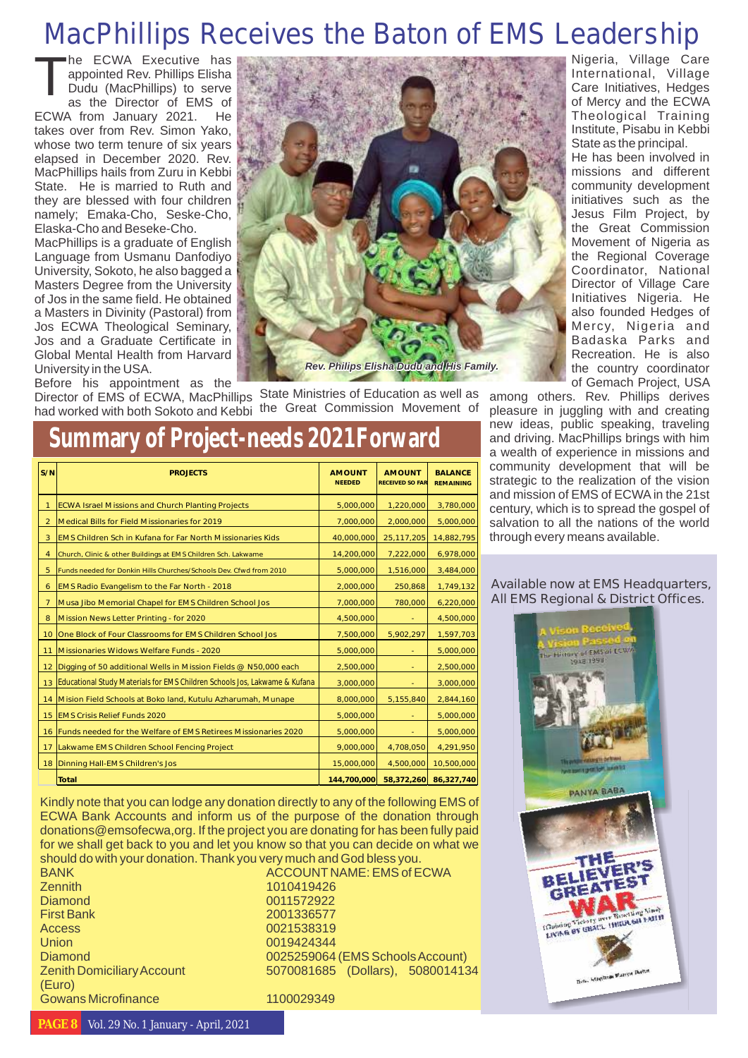# MacPhillips Receives the Baton of EMS Leadership

The ECWA Executive has appointed Rev. Phillips Elisha Dudu (MacPhillips) to serve as the Director of EMS of ECWA from January 2021. He takes over from Rev. Simon Yako, whose two term tenure of six years elapsed in December 2020. Rev. MacPhillips hails from Zuru in Kebbi State. He is married to Ruth and they are blessed with four children namely; Emaka-Cho, Seske-Cho, Elaska-Cho and Beseke-Cho.

MacPhillips is a graduate of English Language from Usmanu Danfodiyo University, Sokoto, he also bagged a Masters Degree from the University of Jos in the same field. He obtained a Masters in Divinity (Pastoral) from Jos ECWA Theological Seminary, Jos and a Graduate Certificate in Global Mental Health from Harvard University in the USA.

*Rev. Philips Elisha Dudu and His Family.*

Before his appointment as the Director of EMS of ECWA, MacPhillips had worked with both Sokoto and Kebbi State Ministries of Education as well as the Great Commission Movement of Nigeria, Village Care International, Village Care Initiatives, Hedges of Mercy and the ECWA Theological Training Institute, Pisabu in Kebbi State as the principal.

He has been involved in missions and different community development initiatives such as the Jesus Film Project, by the Great Commission Movement of Nigeria as the Regional Coverage Coordinator, National Director of Village Care Initiatives Nigeria. He also founded Hedges of Mercy, Nigeria and Badaska Parks and Recreation. He is also the country coordinator of Gemach Project, USA among others. Rev. Phillips derives pleasure in juggling with and creating new ideas, public speaking, traveling and driving. MacPhillips brings with him a wealth of experience in missions and community development that will be strategic to the realization of the vision and mission of EMS of ECWA in the 21st century, which is to spread the gospel of salvation to all the nations of the world through every means available.

## Summary of Project-needs 2021 Forward

| S/N | PROJECTS | AMOUNT NEEDED | AMOUNT RECEIVED SO FAR | BALANCE REMAINING |
|---|---|---|---|---|
| 1 | ECWA Israel Missions and Church Planting Projects | 5,000,000 | 1,220,000 | 3,780,000 |
| 2 | Medical Bills for Field Missionaries for 2019 | 7,000,000 | 2,000,000 | 5,000,000 |
| 3 | EMS Children Sch in Kufana for Far North Missionaries Kids | 40,000,000 | 25,117,205 | 14,882,795 |
| 4 | Church, Clinic & other Buildings at EMS Children Sch. Lakwame | 14,200,000 | 7,222,000 | 6,978,000 |
| 5 | Funds needed for Donkin Hills Churches/Schools Dev. Cfwd from 2010 | 5,000,000 | 1,516,000 | 3,484,000 |
| 6 | EMS Radio Evangelism to the Far North - 2018 | 2,000,000 | 250,868 | 1,749,132 |
| 7 | Musa Jibo Memorial Chapel for EMS Children School Jos | 7,000,000 | 780,000 | 6,220,000 |
| 8 | Mission News Letter Printing - for 2020 | 4,500,000 | - | 4,500,000 |
| 10 | One Block of Four Classrooms for EMS Children School Jos | 7,500,000 | 5,902,297 | 1,597,703 |
| 11 | Missionaries Widows Welfare Funds - 2020 | 5,000,000 | - | 5,000,000 |
| 12 | Digging of 50 additional Wells in Mission Fields @ N50,000 each | 2,500,000 | - | 2,500,000 |
| 13 | Educational Study Materials for EMS Children Schools Jos, Lakwame & Kufana | 3,000,000 | - | 3,000,000 |
| 14 | Mision Field Schools at Boko land, Kutulu Azharumah, Munape | 8,000,000 | 5,155,840 | 2,844,160 |
| 15 | EMS Crisis Relief Funds 2020 | 5,000,000 | - | 5,000,000 |
| 16 | Funds needed for the Welfare of EMS Retirees Missionaries 2020 | 5,000,000 | - | 5,000,000 |
| 17 | Lakwame EMS Children School Fencing Project | 9,000,000 | 4,708,050 | 4,291,950 |
| 18 | Dinning Hall-EMS Children's Jos | 15,000,000 | 4,500,000 | 10,500,000 |
| | **Total** | **144,700,000** | **58,372,260** | **86,327,740** |

Kindly note that you can lodge any donation directly to any of the following EMS of ECWA Bank Accounts and inform us of the purpose of the donation through donations@emsofecwa,org. If the project you are donating for has been fully paid for we shall get back to you and let you know so that you can decide on what we should do with your donation. Thank you very much and God bless you.

| BANK | ACCOUNT NAME: EMS of ECWA |
|---|---|
| Zennith | 1010419426 |
| Diamond | 0011572922 |
| First Bank | 2001336577 |
| Access | 0021538319 |
| Union | 0019424344 |
| Diamond | 0025259064 (EMS Schools Account) |
| Zenith Domiciliary Account (Euro) | 5070081685 (Dollars), 5080014134 |
| Gowans Microfinance | 1100029349 |

Available now at EMS Headquarters, All EMS Regional & District Offices.

A Vison Received, A Vision Passed on
The History of EMS of ECWA 1948-1998

PANYA BABA

THE BELIEVER'S GREATEST WAR
(Gaining Victory over Besetting Sins) LIVING BY GRACE THROUGH FAITH

Rev. Panya Baba